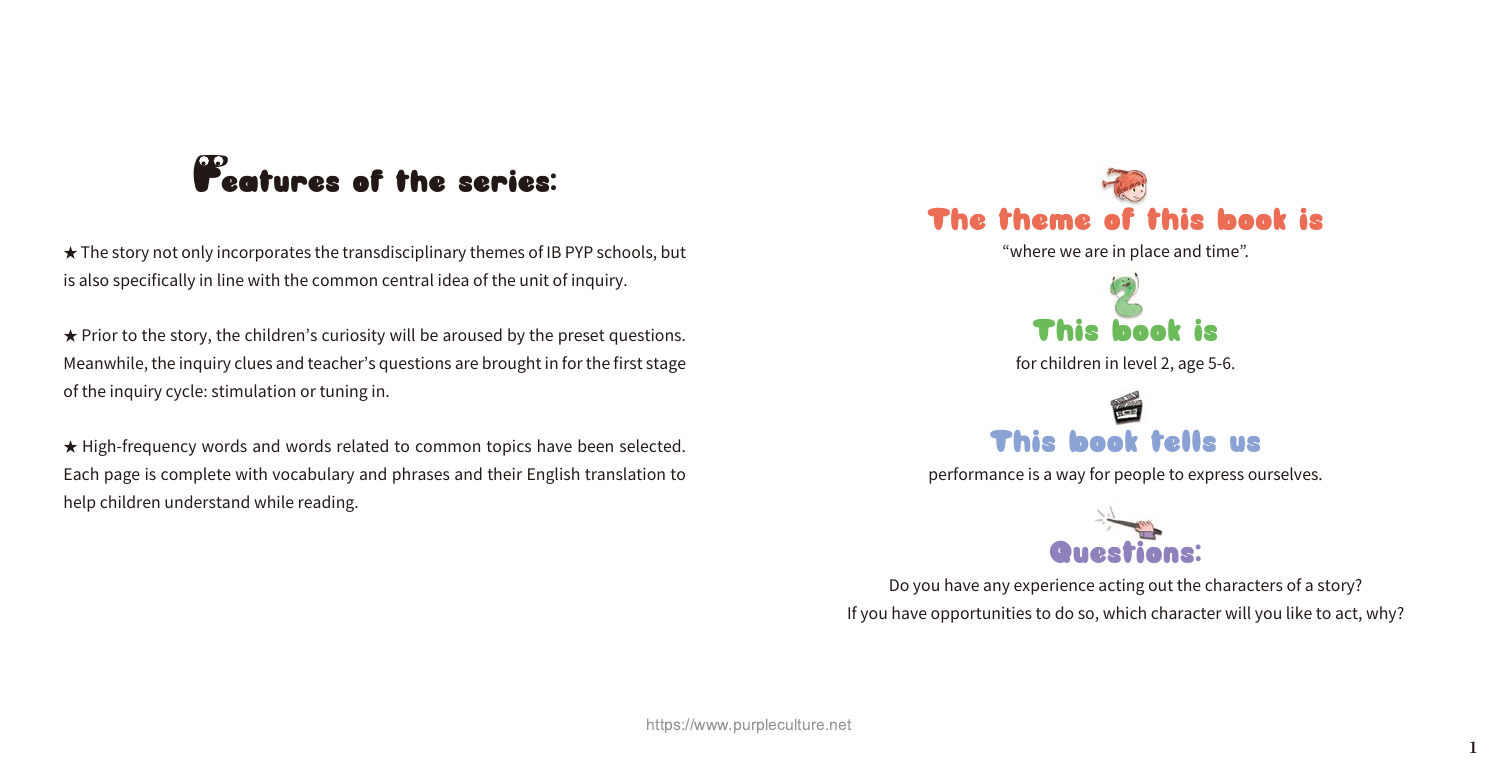## Features of the series:

★ The story not only incorporates the transdisciplinary themes of IB PYP schools, but is also specifically in line with the common central idea of the unit of inquiry.

★ Prior to the story, the children's curiosity will be aroused by the preset questions. Meanwhile, the inquiry clues and teacher's questions are brought in for the first stage of the inquiry cycle: stimulation or tuning in.

★ High-frequency words and words related to common topics have been selected. Each page is complete with vocabulary and phrases and their English translation to help children understand while reading.

## The theme of this book is

"where we are in place and time".

## This book is

for children in level 2, age 5-6.

## This book tells us

performance is a way for people to express ourselves.

## Questions:

Do you have any experience acting out the characters of a story?

If you have opportunities to do so, which character will you like to act, why?

https://www.purpleculture.net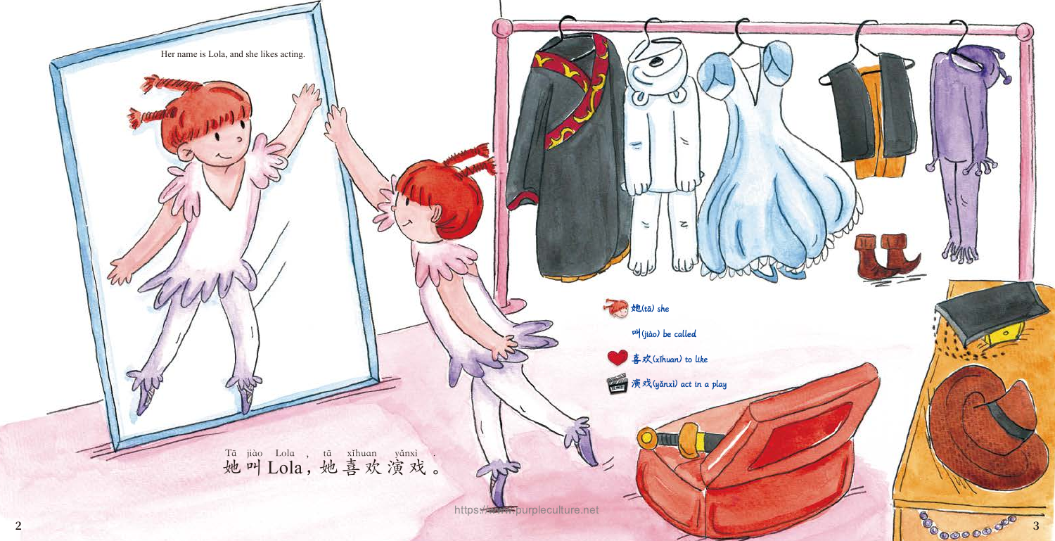Her name is Lola, and she likes acting.

她(tā) she

叫(jiào) be called

喜欢(xǐhuan) to like

演戏(yǎnxì) act in a play

Tā jiào Lola, tā xǐhuan yǎnxì.
她叫Lola，她喜欢演戏。